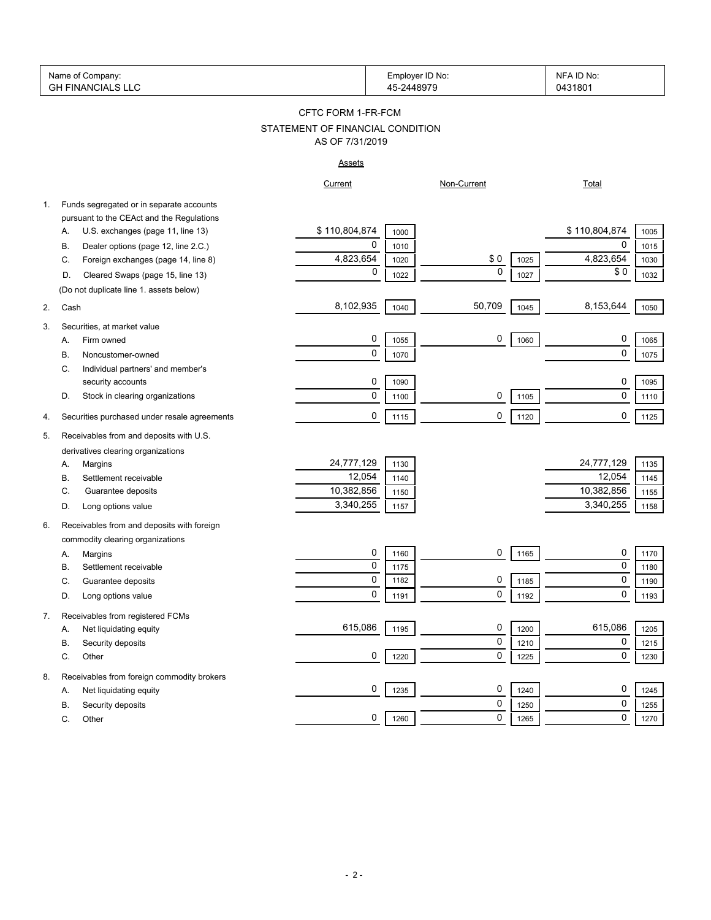| Name of Company: | Employer ID No: | NFA ID No: |
|---|---|---|
| GH FINANCIALS LLC | 45-2448979 | 0431801 |

# CFTC FORM 1-FR-FCM

## STATEMENT OF FINANCIAL CONDITION

### AS OF 7/31/2019

**Assets**

| | | Current | | Non-Current | | Total | |
|---|---|---|---|---|---|---|---|
| 1. | Funds segregated or in separate accounts pursuant to the CEAct and the Regulations | | | | | | |
| | A. U.S. exchanges (page 11, line 13) | $ 110,804,874 | 1000 | | | $ 110,804,874 | 1005 |
| | B. Dealer options (page 12, line 2.C.) | 0 | 1010 | | | 0 | 1015 |
| | C. Foreign exchanges (page 14, line 8) | 4,823,654 | 1020 | $ 0 | 1025 | 4,823,654 | 1030 |
| | D. Cleared Swaps (page 15, line 13) | 0 | 1022 | 0 | 1027 | $ 0 | 1032 |
| | (Do not duplicate line 1. assets below) | | | | | | |
| 2. | Cash | 8,102,935 | 1040 | 50,709 | 1045 | 8,153,644 | 1050 |
| 3. | Securities, at market value | | | | | | |
| | A. Firm owned | 0 | 1055 | 0 | 1060 | 0 | 1065 |
| | B. Noncustomer-owned | 0 | 1070 | | | 0 | 1075 |
| | C. Individual partners' and member's security accounts | 0 | 1090 | | | 0 | 1095 |
| | D. Stock in clearing organizations | 0 | 1100 | 0 | 1105 | 0 | 1110 |
| 4. | Securities purchased under resale agreements | 0 | 1115 | 0 | 1120 | 0 | 1125 |
| 5. | Receivables from and deposits with U.S. derivatives clearing organizations | | | | | | |
| | A. Margins | 24,777,129 | 1130 | | | 24,777,129 | 1135 |
| | B. Settlement receivable | 12,054 | 1140 | | | 12,054 | 1145 |
| | C. Guarantee deposits | 10,382,856 | 1150 | | | 10,382,856 | 1155 |
| | D. Long options value | 3,340,255 | 1157 | | | 3,340,255 | 1158 |
| 6. | Receivables from and deposits with foreign commodity clearing organizations | | | | | | |
| | A. Margins | 0 | 1160 | 0 | 1165 | 0 | 1170 |
| | B. Settlement receivable | 0 | 1175 | | | 0 | 1180 |
| | C. Guarantee deposits | 0 | 1182 | 0 | 1185 | 0 | 1190 |
| | D. Long options value | 0 | 1191 | 0 | 1192 | 0 | 1193 |
| 7. | Receivables from registered FCMs | | | | | | |
| | A. Net liquidating equity | 615,086 | 1195 | 0 | 1200 | 615,086 | 1205 |
| | B. Security deposits | | | 0 | 1210 | 0 | 1215 |
| | C. Other | 0 | 1220 | 0 | 1225 | 0 | 1230 |
| 8. | Receivables from foreign commodity brokers | | | | | | |
| | A. Net liquidating equity | 0 | 1235 | 0 | 1240 | 0 | 1245 |
| | B. Security deposits | | | 0 | 1250 | 0 | 1255 |
| | C. Other | 0 | 1260 | 0 | 1265 | 0 | 1270 |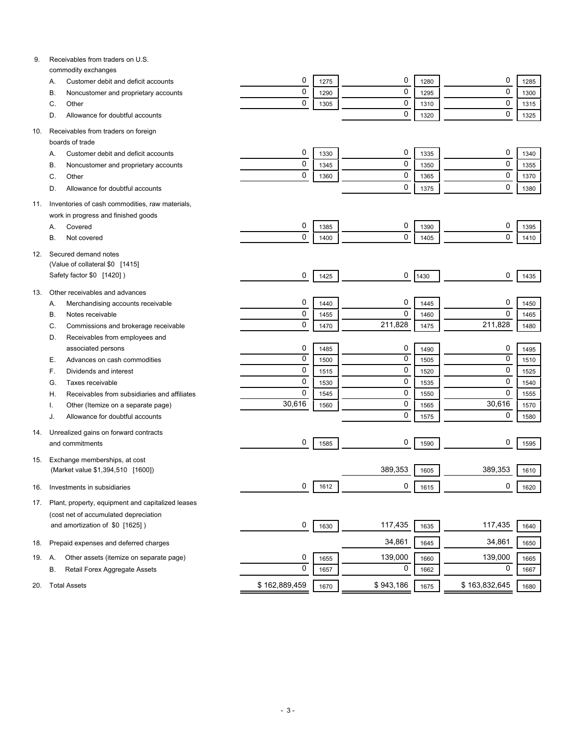| | | | | | | |
|---|---|---|---|---|---|---|
| 9. Receivables from traders on U.S. commodity exchanges | | | | | | |
| A. Customer debit and deficit accounts | 0 | 1275 | 0 | 1280 | 0 | 1285 |
| B. Noncustomer and proprietary accounts | 0 | 1290 | 0 | 1295 | 0 | 1300 |
| C. Other | 0 | 1305 | 0 | 1310 | 0 | 1315 |
| D. Allowance for doubtful accounts | | | 0 | 1320 | 0 | 1325 |
| 10. Receivables from traders on foreign boards of trade | | | | | | |
| A. Customer debit and deficit accounts | 0 | 1330 | 0 | 1335 | 0 | 1340 |
| B. Noncustomer and proprietary accounts | 0 | 1345 | 0 | 1350 | 0 | 1355 |
| C. Other | 0 | 1360 | 0 | 1365 | 0 | 1370 |
| D. Allowance for doubtful accounts | | | 0 | 1375 | 0 | 1380 |
| 11. Inventories of cash commodities, raw materials, work in progress and finished goods | | | | | | |
| A. Covered | 0 | 1385 | 0 | 1390 | 0 | 1395 |
| B. Not covered | 0 | 1400 | 0 | 1405 | 0 | 1410 |
| 12. Secured demand notes (Value of collateral $0 [1415] Safety factor $0 [1420] ) | 0 | 1425 | 0 | 1430 | 0 | 1435 |
| 13. Other receivables and advances | | | | | | |
| A. Merchandising accounts receivable | 0 | 1440 | 0 | 1445 | 0 | 1450 |
| B. Notes receivable | 0 | 1455 | 0 | 1460 | 0 | 1465 |
| C. Commissions and brokerage receivable | 0 | 1470 | 211,828 | 1475 | 211,828 | 1480 |
| D. Receivables from employees and associated persons | 0 | 1485 | 0 | 1490 | 0 | 1495 |
| E. Advances on cash commodities | 0 | 1500 | 0 | 1505 | 0 | 1510 |
| F. Dividends and interest | 0 | 1515 | 0 | 1520 | 0 | 1525 |
| G. Taxes receivable | 0 | 1530 | 0 | 1535 | 0 | 1540 |
| H. Receivables from subsidiaries and affiliates | 0 | 1545 | 0 | 1550 | 0 | 1555 |
| I. Other (Itemize on a separate page) | 30,616 | 1560 | 0 | 1565 | 30,616 | 1570 |
| J. Allowance for doubtful accounts | | | 0 | 1575 | 0 | 1580 |
| 14. Unrealized gains on forward contracts and commitments | 0 | 1585 | 0 | 1590 | 0 | 1595 |
| 15. Exchange memberships, at cost (Market value $1,394,510 [1600]) | | | 389,353 | 1605 | 389,353 | 1610 |
| 16. Investments in subsidiaries | 0 | 1612 | 0 | 1615 | 0 | 1620 |
| 17. Plant, property, equipment and capitalized leases (cost net of accumulated depreciation and amortization of $0 [1625] ) | 0 | 1630 | 117,435 | 1635 | 117,435 | 1640 |
| 18. Prepaid expenses and deferred charges | | | 34,861 | 1645 | 34,861 | 1650 |
| 19. A. Other assets (itemize on separate page) | 0 | 1655 | 139,000 | 1660 | 139,000 | 1665 |
| B. Retail Forex Aggregate Assets | 0 | 1657 | 0 | 1662 | 0 | 1667 |
| 20. Total Assets | $ 162,889,459 | 1670 | $ 943,186 | 1675 | $ 163,832,645 | 1680 |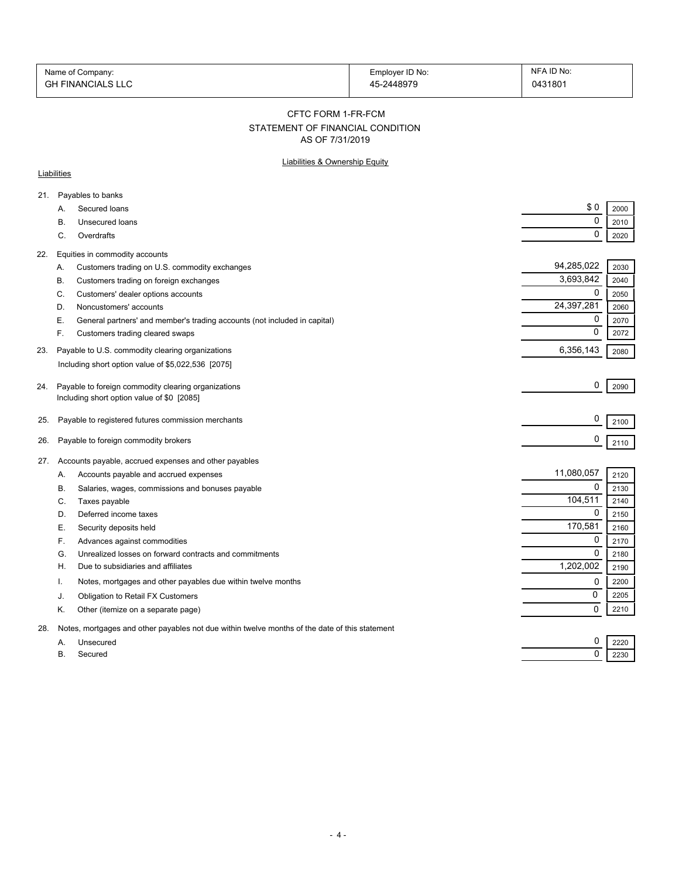| Name of Company: | Employer ID No: | NFA ID No: |
|---|---|---|
| GH FINANCIALS LLC | 45-2448979 | 0431801 |

# CFTC FORM 1-FR-FCM
## STATEMENT OF FINANCIAL CONDITION
### AS OF 7/31/2019

Liabilities & Ownership Equity

Liabilities

| Item | Description | Amount | Code |
|---|---|---|---|
| 21. | Payables to banks | | |
| A. | Secured loans | $ 0 | 2000 |
| B. | Unsecured loans | 0 | 2010 |
| C. | Overdrafts | 0 | 2020 |
| 22. | Equities in commodity accounts | | |
| A. | Customers trading on U.S. commodity exchanges | 94,285,022 | 2030 |
| B. | Customers trading on foreign exchanges | 3,693,842 | 2040 |
| C. | Customers' dealer options accounts | 0 | 2050 |
| D. | Noncustomers' accounts | 24,397,281 | 2060 |
| E. | General partners' and member's trading accounts (not included in capital) | 0 | 2070 |
| F. | Customers trading cleared swaps | 0 | 2072 |
| 23. | Payable to U.S. commodity clearing organizations<br>Including short option value of $5,022,536 [2075] | 6,356,143 | 2080 |
| 24. | Payable to foreign commodity clearing organizations<br>Including short option value of $0 [2085] | 0 | 2090 |
| 25. | Payable to registered futures commission merchants | 0 | 2100 |
| 26. | Payable to foreign commodity brokers | 0 | 2110 |
| 27. | Accounts payable, accrued expenses and other payables | | |
| A. | Accounts payable and accrued expenses | 11,080,057 | 2120 |
| B. | Salaries, wages, commissions and bonuses payable | 0 | 2130 |
| C. | Taxes payable | 104,511 | 2140 |
| D. | Deferred income taxes | 0 | 2150 |
| E. | Security deposits held | 170,581 | 2160 |
| F. | Advances against commodities | 0 | 2170 |
| G. | Unrealized losses on forward contracts and commitments | 0 | 2180 |
| H. | Due to subsidiaries and affiliates | 1,202,002 | 2190 |
| I. | Notes, mortgages and other payables due within twelve months | 0 | 2200 |
| J. | Obligation to Retail FX Customers | 0 | 2205 |
| K. | Other (itemize on a separate page) | 0 | 2210 |
| 28. | Notes, mortgages and other payables not due within twelve months of the date of this statement | | |
| A. | Unsecured | 0 | 2220 |
| B. | Secured | 0 | 2230 |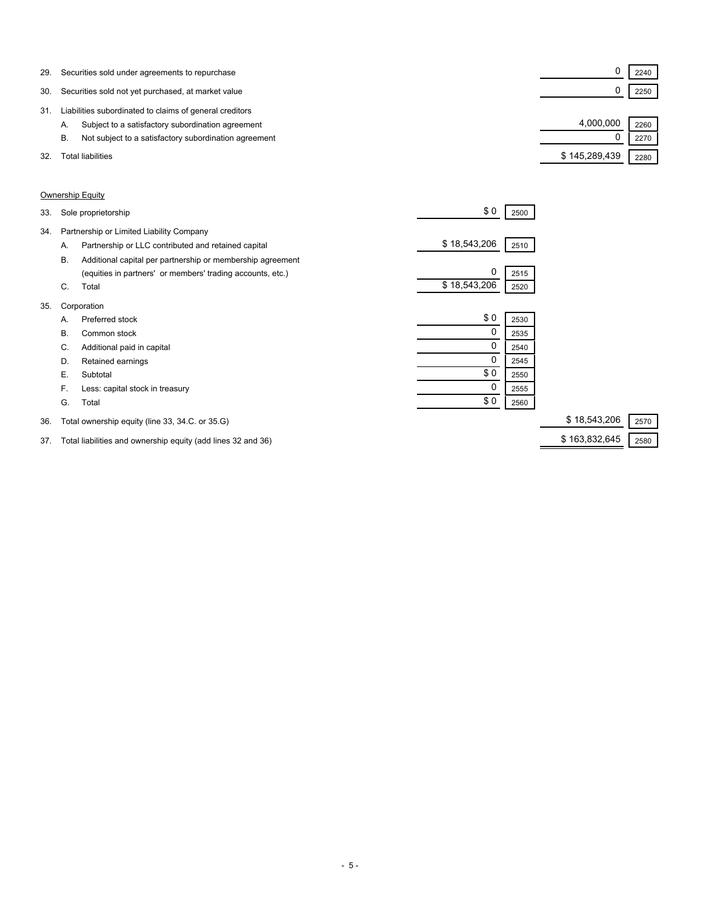| | | | | | |
|---|---|---|---|---|---|
| 29. | Securities sold under agreements to repurchase | | | 0 | 2240 |
| 30. | Securities sold not yet purchased, at market value | | | 0 | 2250 |
| 31. | Liabilities subordinated to claims of general creditors | | | | |
| | A. Subject to a satisfactory subordination agreement | | | 4,000,000 | 2260 |
| | B. Not subject to a satisfactory subordination agreement | | | 0 | 2270 |
| 32. | Total liabilities | | | $ 145,289,439 | 2280 |

Ownership Equity

| | | | | | |
|---|---|---|---|---|---|
| 33. | Sole proprietorship | $ 0 | 2500 | | |
| 34. | Partnership or Limited Liability Company | | | | |
| | A. Partnership or LLC contributed and retained capital | $ 18,543,206 | 2510 | | |
| | B. Additional capital per partnership or membership agreement (equities in partners' or members' trading accounts, etc.) | 0 | 2515 | | |
| | C. Total | $ 18,543,206 | 2520 | | |
| 35. | Corporation | | | | |
| | A. Preferred stock | $ 0 | 2530 | | |
| | B. Common stock | 0 | 2535 | | |
| | C. Additional paid in capital | 0 | 2540 | | |
| | D. Retained earnings | 0 | 2545 | | |
| | E. Subtotal | $ 0 | 2550 | | |
| | F. Less: capital stock in treasury | 0 | 2555 | | |
| | G. Total | $ 0 | 2560 | | |
| 36. | Total ownership equity (line 33, 34.C. or 35.G) | | | $ 18,543,206 | 2570 |
| 37. | Total liabilities and ownership equity (add lines 32 and 36) | | | $ 163,832,645 | 2580 |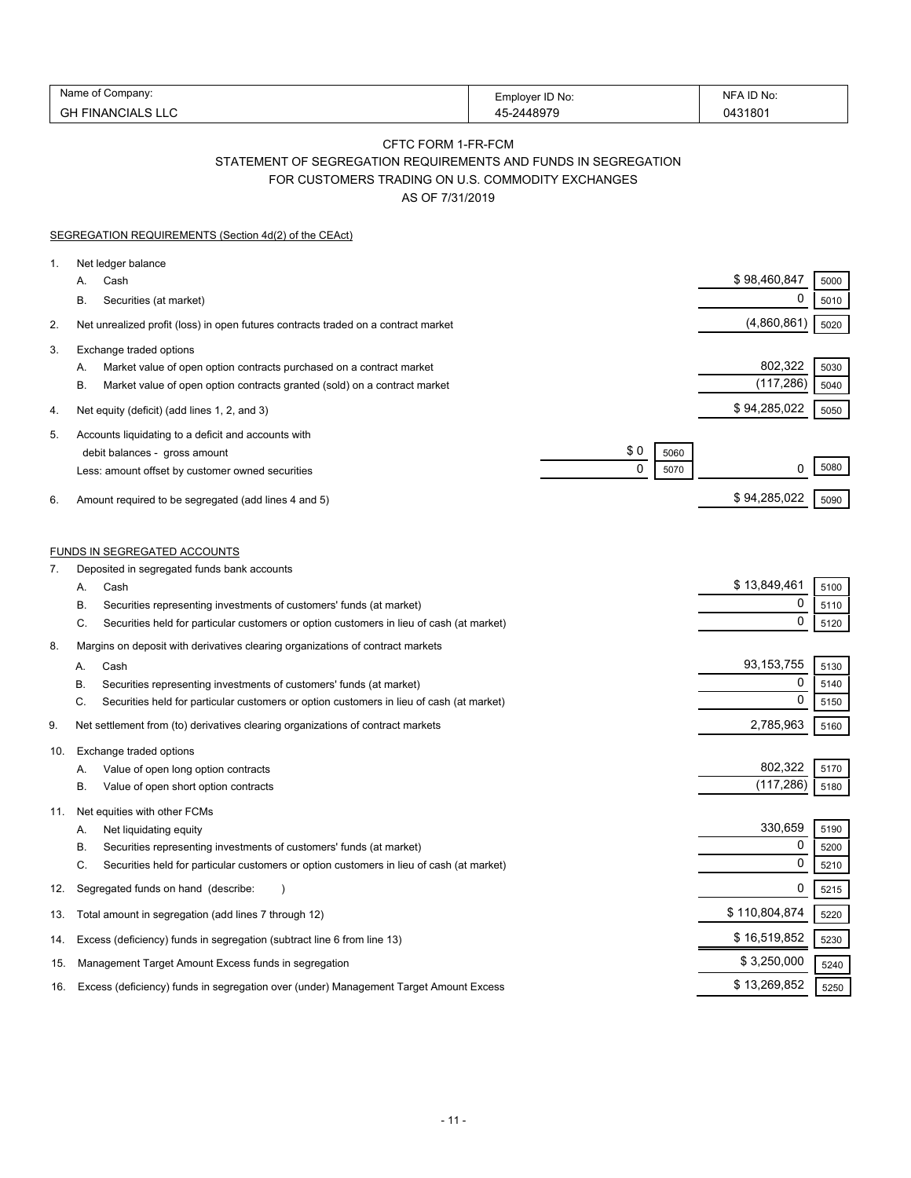| Name of Company: | Employer ID No: | NFA ID No: |
|---|---|---|
| GH FINANCIALS LLC | 45-2448979 | 0431801 |

## CFTC FORM 1-FR-FCM
## STATEMENT OF SEGREGATION REQUIREMENTS AND FUNDS IN SEGREGATION
## FOR CUSTOMERS TRADING ON U.S. COMMODITY EXCHANGES
## AS OF 7/31/2019

SEGREGATION REQUIREMENTS (Section 4d(2) of the CEAct)

| | | | | | |
|---|---|---|---|---|---|
| 1. | Net ledger balance | | | | |
| | A. Cash | | | $ 98,460,847 | 5000 |
| | B. Securities (at market) | | | 0 | 5010 |
| 2. | Net unrealized profit (loss) in open futures contracts traded on a contract market | | | (4,860,861) | 5020 |
| 3. | Exchange traded options | | | | |
| | A. Market value of open option contracts purchased on a contract market | | | 802,322 | 5030 |
| | B. Market value of open option contracts granted (sold) on a contract market | | | (117,286) | 5040 |
| 4. | Net equity (deficit) (add lines 1, 2, and 3) | | | $ 94,285,022 | 5050 |
| 5. | Accounts liquidating to a deficit and accounts with debit balances - gross amount | $ 0 | 5060 | | |
| | Less: amount offset by customer owned securities | 0 | 5070 | 0 | 5080 |
| 6. | Amount required to be segregated (add lines 4 and 5) | | | $ 94,285,022 | 5090 |

FUNDS IN SEGREGATED ACCOUNTS

| | | | |
|---|---|---|---|
| 7. | Deposited in segregated funds bank accounts | | |
| | A. Cash | $ 13,849,461 | 5100 |
| | B. Securities representing investments of customers' funds (at market) | 0 | 5110 |
| | C. Securities held for particular customers or option customers in lieu of cash (at market) | 0 | 5120 |
| 8. | Margins on deposit with derivatives clearing organizations of contract markets | | |
| | A. Cash | 93,153,755 | 5130 |
| | B. Securities representing investments of customers' funds (at market) | 0 | 5140 |
| | C. Securities held for particular customers or option customers in lieu of cash (at market) | 0 | 5150 |
| 9. | Net settlement from (to) derivatives clearing organizations of contract markets | 2,785,963 | 5160 |
| 10. | Exchange traded options | | |
| | A. Value of open long option contracts | 802,322 | 5170 |
| | B. Value of open short option contracts | (117,286) | 5180 |
| 11. | Net equities with other FCMs | | |
| | A. Net liquidating equity | 330,659 | 5190 |
| | B. Securities representing investments of customers' funds (at market) | 0 | 5200 |
| | C. Securities held for particular customers or option customers in lieu of cash (at market) | 0 | 5210 |
| 12. | Segregated funds on hand (describe: ) | 0 | 5215 |
| 13. | Total amount in segregation (add lines 7 through 12) | $ 110,804,874 | 5220 |
| 14. | Excess (deficiency) funds in segregation (subtract line 6 from line 13) | $ 16,519,852 | 5230 |
| 15. | Management Target Amount Excess funds in segregation | $ 3,250,000 | 5240 |
| 16. | Excess (deficiency) funds in segregation over (under) Management Target Amount Excess | $ 13,269,852 | 5250 |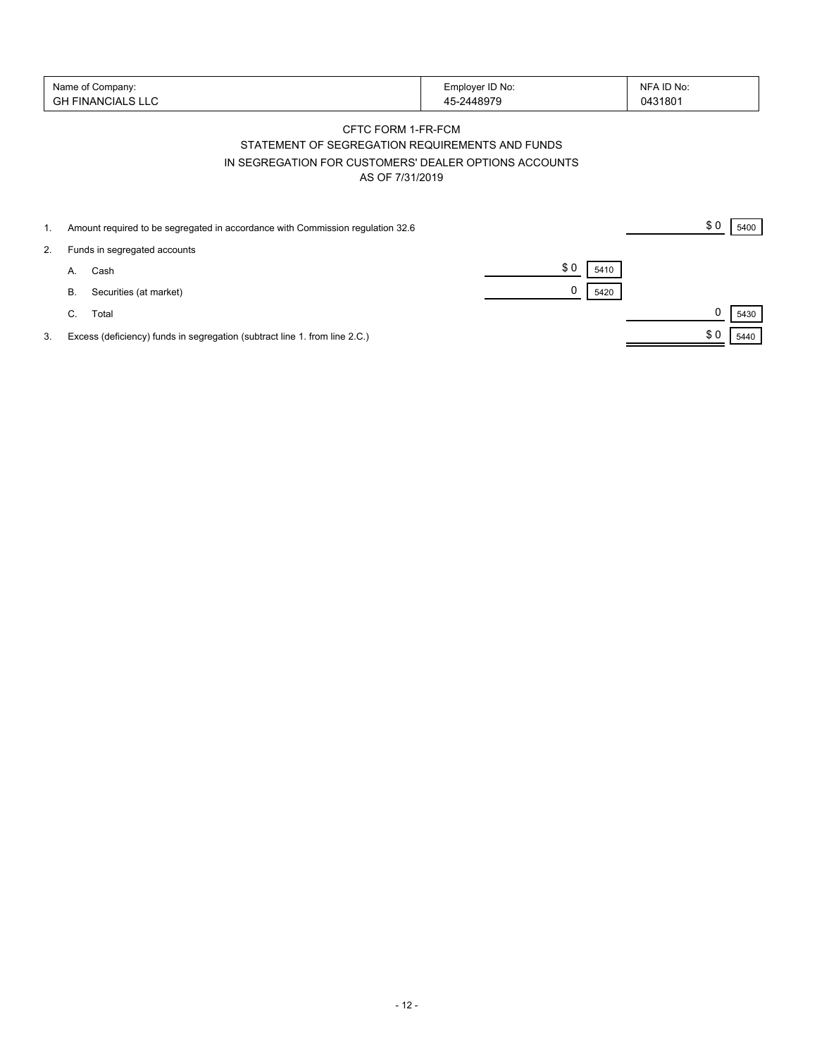| Name of Company: | Employer ID No: | NFA ID No: |
|---|---|---|
| GH FINANCIALS LLC | 45-2448979 | 0431801 |

## CFTC FORM 1-FR-FCM

## STATEMENT OF SEGREGATION REQUIREMENTS AND FUNDS IN SEGREGATION FOR CUSTOMERS' DEALER OPTIONS ACCOUNTS

## AS OF 7/31/2019

| | | | | | |
|---|---|---|---|---|---|
| 1. | Amount required to be segregated in accordance with Commission regulation 32.6 | | | $ 0 | 5400 |
| 2. | Funds in segregated accounts | | | | |
| | A. Cash | $ 0 | 5410 | | |
| | B. Securities (at market) | 0 | 5420 | | |
| | C. Total | | | 0 | 5430 |
| 3. | Excess (deficiency) funds in segregation (subtract line 1. from line 2.C.) | | | $ 0 | 5440 |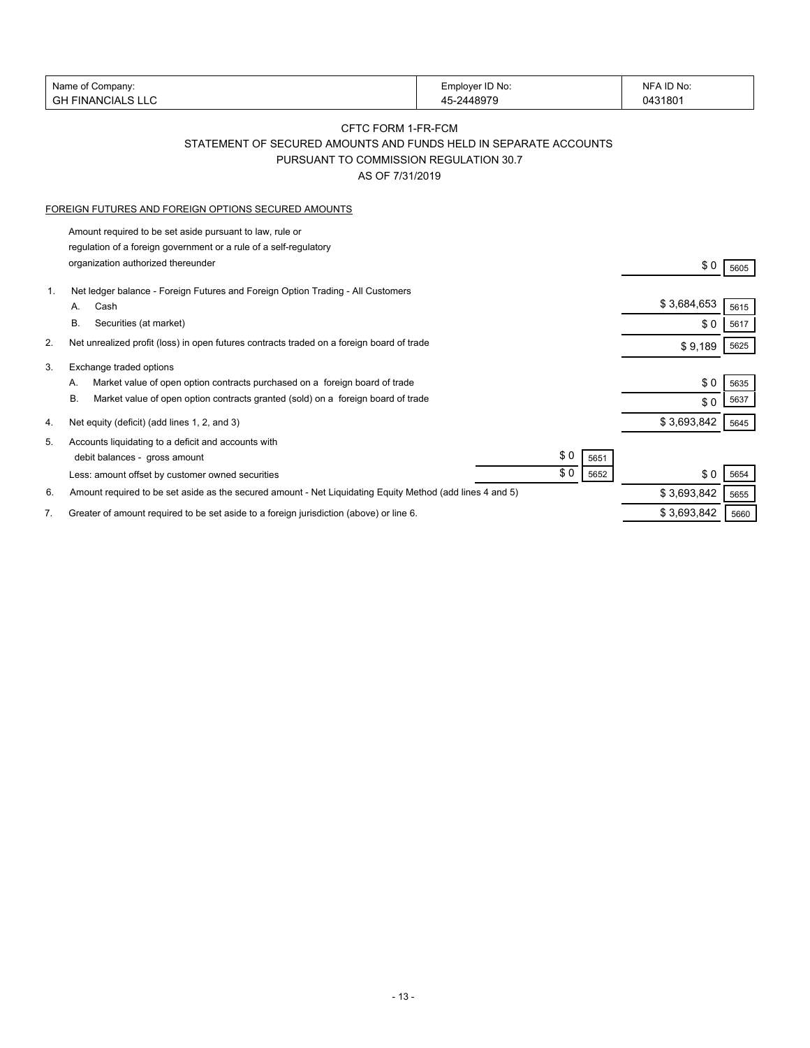| Name of Company: | Employer ID No: | NFA ID No: |
| --- | --- | --- |
| GH FINANCIALS LLC | 45-2448979 | 0431801 |

CFTC FORM 1-FR-FCM

STATEMENT OF SECURED AMOUNTS AND FUNDS HELD IN SEPARATE ACCOUNTS

PURSUANT TO COMMISSION REGULATION 30.7

AS OF 7/31/2019

FOREIGN FUTURES AND FOREIGN OPTIONS SECURED AMOUNTS

| | | | | | |
| --- | --- | --- | --- | --- | --- |
| | Amount required to be set aside pursuant to law, rule or regulation of a foreign government or a rule of a self-regulatory organization authorized thereunder | | | $ 0 | 5605 |
| 1. | Net ledger balance - Foreign Futures and Foreign Option Trading - All Customers | | | | |
| | A. Cash | | | $ 3,684,653 | 5615 |
| | B. Securities (at market) | | | $ 0 | 5617 |
| 2. | Net unrealized profit (loss) in open futures contracts traded on a foreign board of trade | | | $ 9,189 | 5625 |
| 3. | Exchange traded options | | | | |
| | A. Market value of open option contracts purchased on a foreign board of trade | | | $ 0 | 5635 |
| | B. Market value of open option contracts granted (sold) on a foreign board of trade | | | $ 0 | 5637 |
| 4. | Net equity (deficit) (add lines 1, 2, and 3) | | | $ 3,693,842 | 5645 |
| 5. | Accounts liquidating to a deficit and accounts with debit balances - gross amount | $ 0 | 5651 | | |
| | Less: amount offset by customer owned securities | $ 0 | 5652 | $ 0 | 5654 |
| 6. | Amount required to be set aside as the secured amount - Net Liquidating Equity Method (add lines 4 and 5) | | | $ 3,693,842 | 5655 |
| 7. | Greater of amount required to be set aside to a foreign jurisdiction (above) or line 6. | | | $ 3,693,842 | 5660 |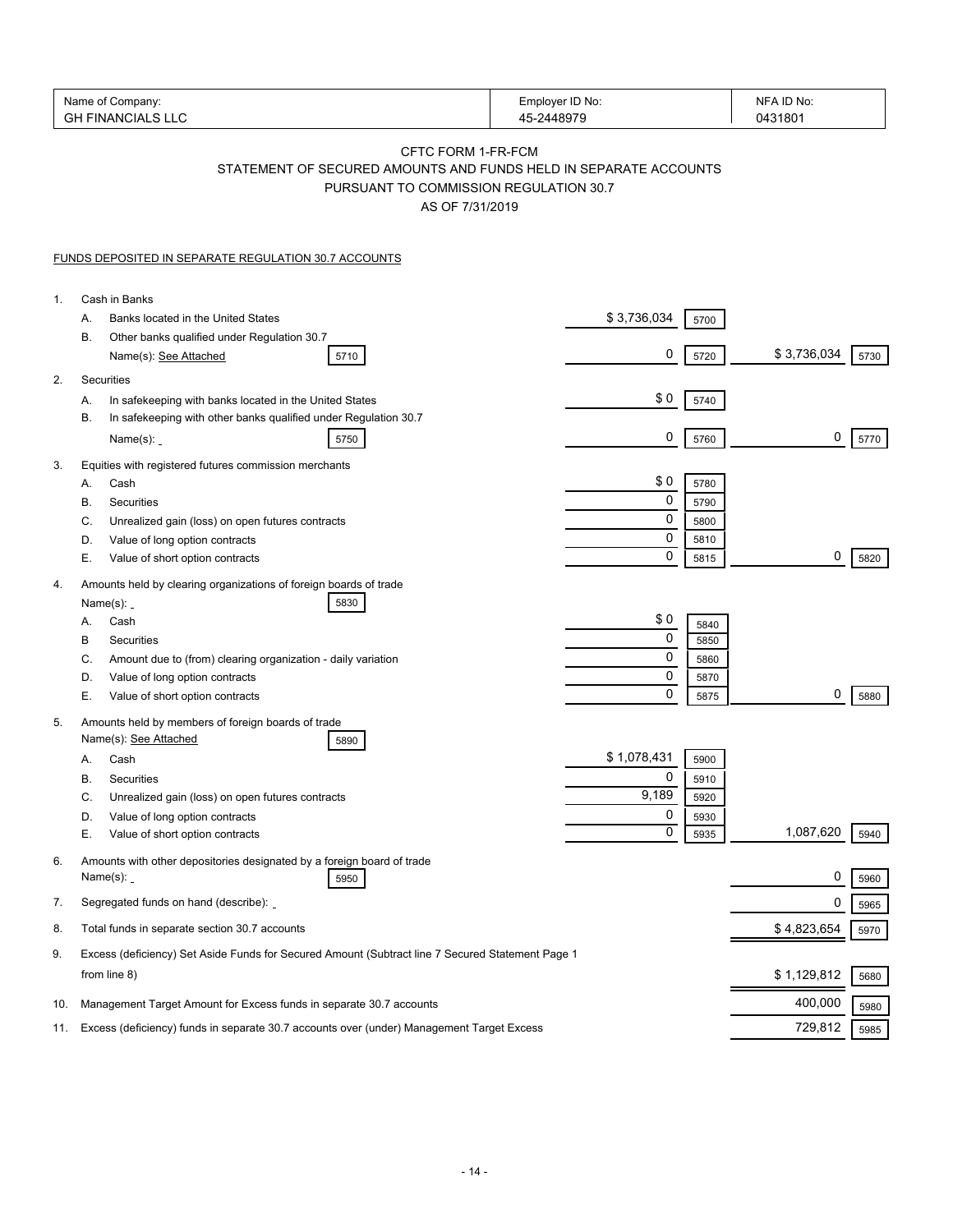| Name of Company: | Employer ID No: | NFA ID No: |
|---|---|---|
| GH FINANCIALS LLC | 45-2448979 | 0431801 |

# CFTC FORM 1-FR-FCM
## STATEMENT OF SECURED AMOUNTS AND FUNDS HELD IN SEPARATE ACCOUNTS
## PURSUANT TO COMMISSION REGULATION 30.7
## AS OF 7/31/2019

FUNDS DEPOSITED IN SEPARATE REGULATION 30.7 ACCOUNTS

| | | | | | | |
|---|---|---|---|---|---|---|
| 1. | Cash in Banks | | | | | |
| | A. Banks located in the United States | | $ 3,736,034 | 5700 | | |
| | B. Other banks qualified under Regulation 30.7 Name(s): See Attached | 5710 | 0 | 5720 | $ 3,736,034 | 5730 |
| 2. | Securities | | | | | |
| | A. In safekeeping with banks located in the United States | | $ 0 | 5740 | | |
| | B. In safekeeping with other banks qualified under Regulation 30.7 Name(s): | 5750 | 0 | 5760 | 0 | 5770 |
| 3. | Equities with registered futures commission merchants | | | | | |
| | A. Cash | | $ 0 | 5780 | | |
| | B. Securities | | 0 | 5790 | | |
| | C. Unrealized gain (loss) on open futures contracts | | 0 | 5800 | | |
| | D. Value of long option contracts | | 0 | 5810 | | |
| | E. Value of short option contracts | | 0 | 5815 | 0 | 5820 |
| 4. | Amounts held by clearing organizations of foreign boards of trade Name(s): | 5830 | | | | |
| | A. Cash | | $ 0 | 5840 | | |
| | B Securities | | 0 | 5850 | | |
| | C. Amount due to (from) clearing organization - daily variation | | 0 | 5860 | | |
| | D. Value of long option contracts | | 0 | 5870 | | |
| | E. Value of short option contracts | | 0 | 5875 | 0 | 5880 |
| 5. | Amounts held by members of foreign boards of trade Name(s): See Attached | 5890 | | | | |
| | A. Cash | | $ 1,078,431 | 5900 | | |
| | B. Securities | | 0 | 5910 | | |
| | C. Unrealized gain (loss) on open futures contracts | | 9,189 | 5920 | | |
| | D. Value of long option contracts | | 0 | 5930 | | |
| | E. Value of short option contracts | | 0 | 5935 | 1,087,620 | 5940 |
| 6. | Amounts with other depositories designated by a foreign board of trade Name(s): | 5950 | | | 0 | 5960 |
| 7. | Segregated funds on hand (describe): | | | | 0 | 5965 |
| 8. | Total funds in separate section 30.7 accounts | | | | $ 4,823,654 | 5970 |
| 9. | Excess (deficiency) Set Aside Funds for Secured Amount (Subtract line 7 Secured Statement Page 1 from line 8) | | | | $ 1,129,812 | 5680 |
| 10. | Management Target Amount for Excess funds in separate 30.7 accounts | | | | 400,000 | 5980 |
| 11. | Excess (deficiency) funds in separate 30.7 accounts over (under) Management Target Excess | | | | 729,812 | 5985 |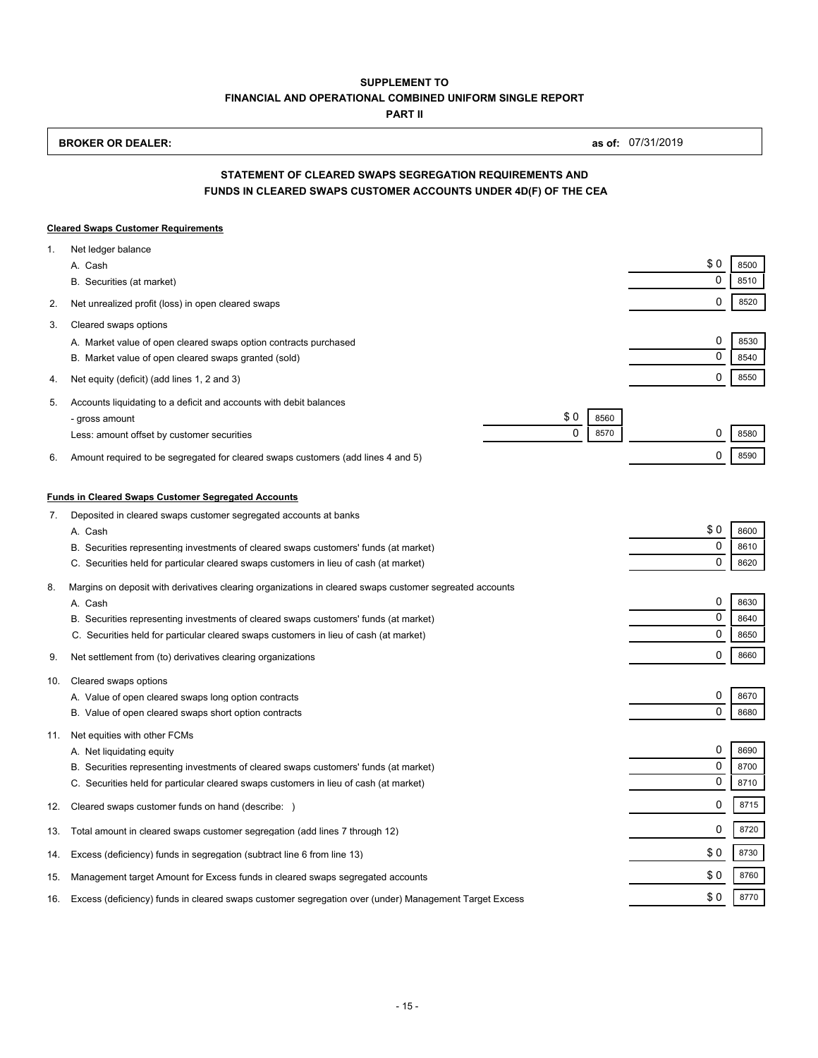**SUPPLEMENT TO**
**FINANCIAL AND OPERATIONAL COMBINED UNIFORM SINGLE REPORT**
**PART II**

**BROKER OR DEALER:** **as of:** 07/31/2019

## STATEMENT OF CLEARED SWAPS SEGREGATION REQUIREMENTS AND FUNDS IN CLEARED SWAPS CUSTOMER ACCOUNTS UNDER 4D(F) OF THE CEA

**Cleared Swaps Customer Requirements**

| | | | | | |
|---|---|---|---|---|---|
| 1. | Net ledger balance | | | | |
| | A. Cash | | | $ 0 | 8500 |
| | B. Securities (at market) | | | 0 | 8510 |
| 2. | Net unrealized profit (loss) in open cleared swaps | | | 0 | 8520 |
| 3. | Cleared swaps options | | | | |
| | A. Market value of open cleared swaps option contracts purchased | | | 0 | 8530 |
| | B. Market value of open cleared swaps granted (sold) | | | 0 | 8540 |
| 4. | Net equity (deficit) (add lines 1, 2 and 3) | | | 0 | 8550 |
| 5. | Accounts liquidating to a deficit and accounts with debit balances | | | | |
| | - gross amount | $ 0 | 8560 | | |
| | Less: amount offset by customer securities | 0 | 8570 | 0 | 8580 |
| 6. | Amount required to be segregated for cleared swaps customers (add lines 4 and 5) | | | 0 | 8590 |

**Funds in Cleared Swaps Customer Segregated Accounts**

| | | | |
|---|---|---|---|
| 7. | Deposited in cleared swaps customer segregated accounts at banks | | |
| | A. Cash | $ 0 | 8600 |
| | B. Securities representing investments of cleared swaps customers' funds (at market) | 0 | 8610 |
| | C. Securities held for particular cleared swaps customers in lieu of cash (at market) | 0 | 8620 |
| 8. | Margins on deposit with derivatives clearing organizations in cleared swaps customer segreated accounts | | |
| | A. Cash | 0 | 8630 |
| | B. Securities representing investments of cleared swaps customers' funds (at market) | 0 | 8640 |
| | C. Securities held for particular cleared swaps customers in lieu of cash (at market) | 0 | 8650 |
| 9. | Net settlement from (to) derivatives clearing organizations | 0 | 8660 |
| 10. | Cleared swaps options | | |
| | A. Value of open cleared swaps long option contracts | 0 | 8670 |
| | B. Value of open cleared swaps short option contracts | 0 | 8680 |
| 11. | Net equities with other FCMs | | |
| | A. Net liquidating equity | 0 | 8690 |
| | B. Securities representing investments of cleared swaps customers' funds (at market) | 0 | 8700 |
| | C. Securities held for particular cleared swaps customers in lieu of cash (at market) | 0 | 8710 |
| 12. | Cleared swaps customer funds on hand (describe: ) | 0 | 8715 |
| 13. | Total amount in cleared swaps customer segregation (add lines 7 through 12) | 0 | 8720 |
| 14. | Excess (deficiency) funds in segregation (subtract line 6 from line 13) | $ 0 | 8730 |
| 15. | Management target Amount for Excess funds in cleared swaps segregated accounts | $ 0 | 8760 |
| 16. | Excess (deficiency) funds in cleared swaps customer segregation over (under) Management Target Excess | $ 0 | 8770 |